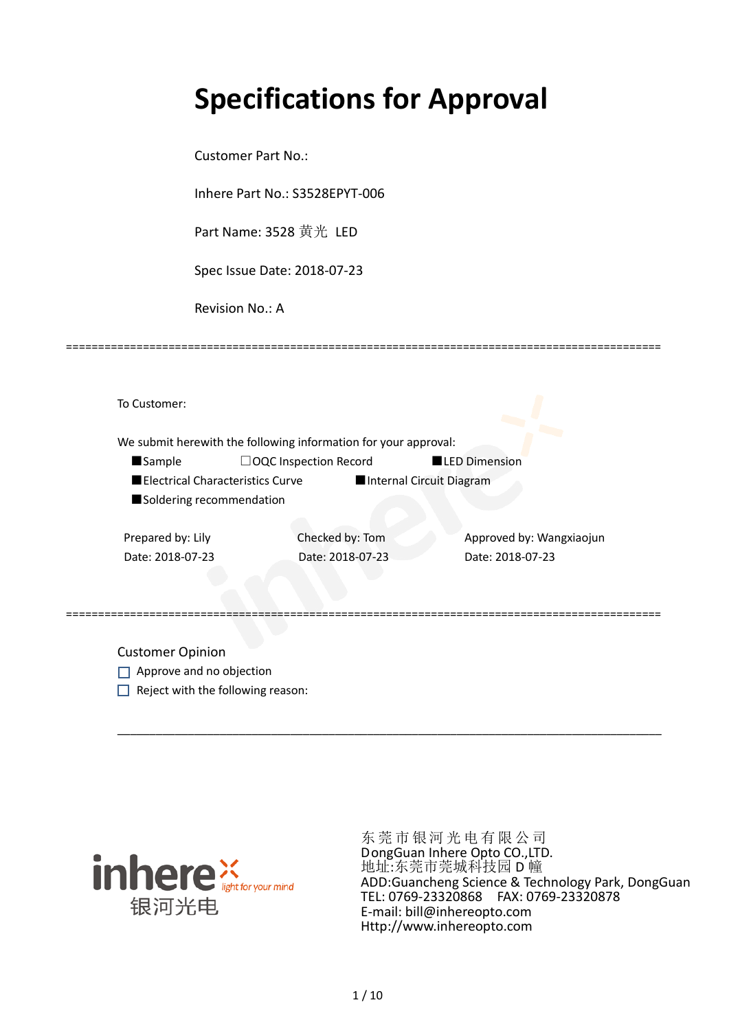# Specifications for Approval

Customer Part No.:

Inhere Part No.: S3528EPYT-006

Part Name: 3528 黄光 LED

Spec Issue Date: 2018-07-23

Revision No.: A

==========================================================================================

To Customer:

We submit herewith the following information for your approval:

■Sample ☐OQC Inspection Record ■LED Dimension

■Electrical Characteristics Curve ■Internal Circuit Diagram

■Soldering recommendation

| Prepared by: Lily | Checked by: Tom | Approved by: Wangxiaojun |
|---|---|---|
| Date: 2018-07-23 | Date: 2018-07-23 | Date: 2018-07-23 |

==========================================================================================

Customer Opinion

☐ Approve and no objection

☐ Reject with the following reason:

________________________________________________________________________________

inhere light for your mind 银河光电

东莞市银河光电有限公司
DongGuan Inhere Opto CO.,LTD.
地址:东莞市莞城科技园 D 幢
ADD:Guancheng Science & Technology Park, DongGuan
TEL: 0769-23320868 FAX: 0769-23320878
E-mail: bill@inhereopto.com
Http://www.inhereopto.com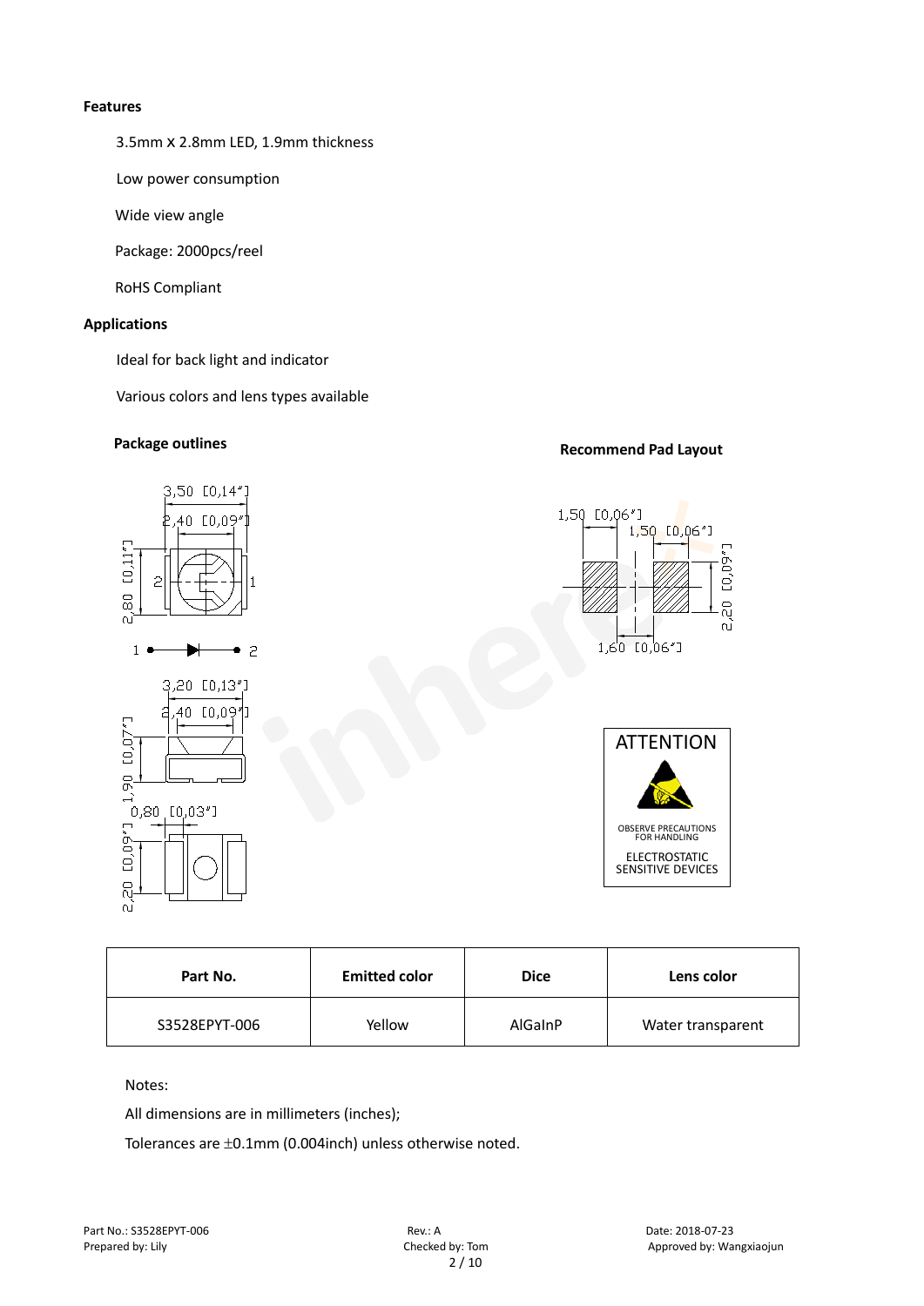**Features**

3.5mm X 2.8mm LED, 1.9mm thickness

Low power consumption

Wide view angle

Package: 2000pcs/reel

RoHS Compliant

**Applications**

Ideal for back light and indicator

Various colors and lens types available

**Package outlines**

**Recommend Pad Layout**

ATTENTION

OBSERVE PRECAUTIONS FOR HANDLING

ELECTROSTATIC SENSITIVE DEVICES

| Part No. | Emitted color | Dice | Lens color |
|---|---|---|---|
| S3528EPYT-006 | Yellow | AlGaInP | Water transparent |

Notes:

All dimensions are in millimeters (inches);

Tolerances are ±0.1mm (0.004inch) unless otherwise noted.

Part No.: S3528EPYT-006 Rev.: A Date: 2018-07-23

Prepared by: Lily Checked by: Tom Approved by: Wangxiaojun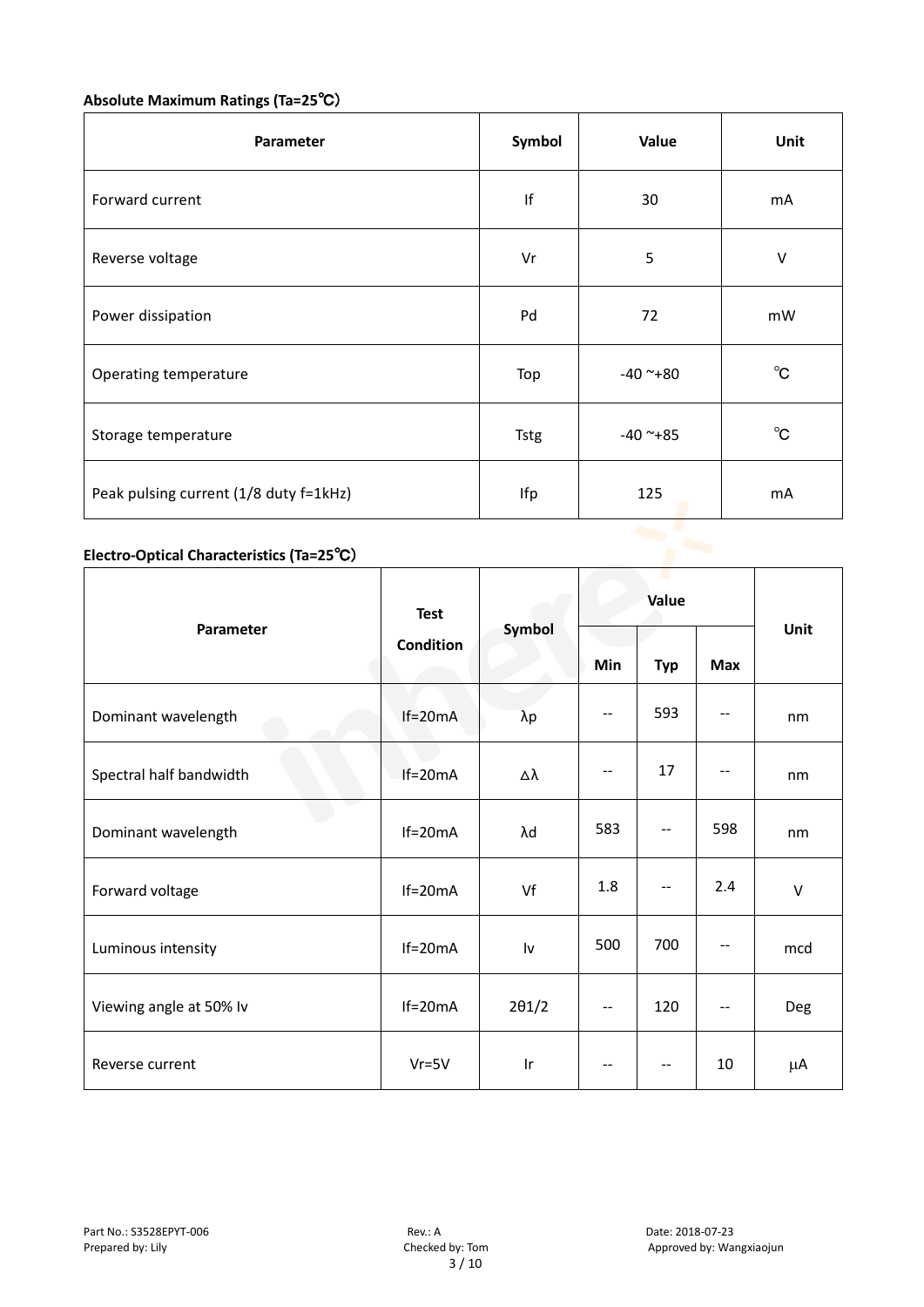**Absolute Maximum Ratings (Ta=25℃)**

| Parameter | Symbol | Value | Unit |
|---|---|---|---|
| Forward current | If | 30 | mA |
| Reverse voltage | Vr | 5 | V |
| Power dissipation | Pd | 72 | mW |
| Operating temperature | Top | -40 ~+80 | ℃ |
| Storage temperature | Tstg | -40 ~+85 | ℃ |
| Peak pulsing current (1/8 duty f=1kHz) | Ifp | 125 | mA |

**Electro-Optical Characteristics (Ta=25℃)**

| Parameter | Test Condition | Symbol | Value | | | Unit |
|---|---|---|---|---|---|---|
| | | | Min | Typ | Max | |
| Dominant wavelength | If=20mA | λp | -- | 593 | -- | nm |
| Spectral half bandwidth | If=20mA | ∆λ | -- | 17 | -- | nm |
| Dominant wavelength | If=20mA | λd | 583 | -- | 598 | nm |
| Forward voltage | If=20mA | Vf | 1.8 | -- | 2.4 | V |
| Luminous intensity | If=20mA | Iv | 500 | 700 | -- | mcd |
| Viewing angle at 50% Iv | If=20mA | 2θ1/2 | -- | 120 | -- | Deg |
| Reverse current | Vr=5V | Ir | -- | -- | 10 | μA |

Part No.: S3528EPYT-006 Rev.: A Date: 2018-07-23
Prepared by: Lily Checked by: Tom Approved by: Wangxiaojun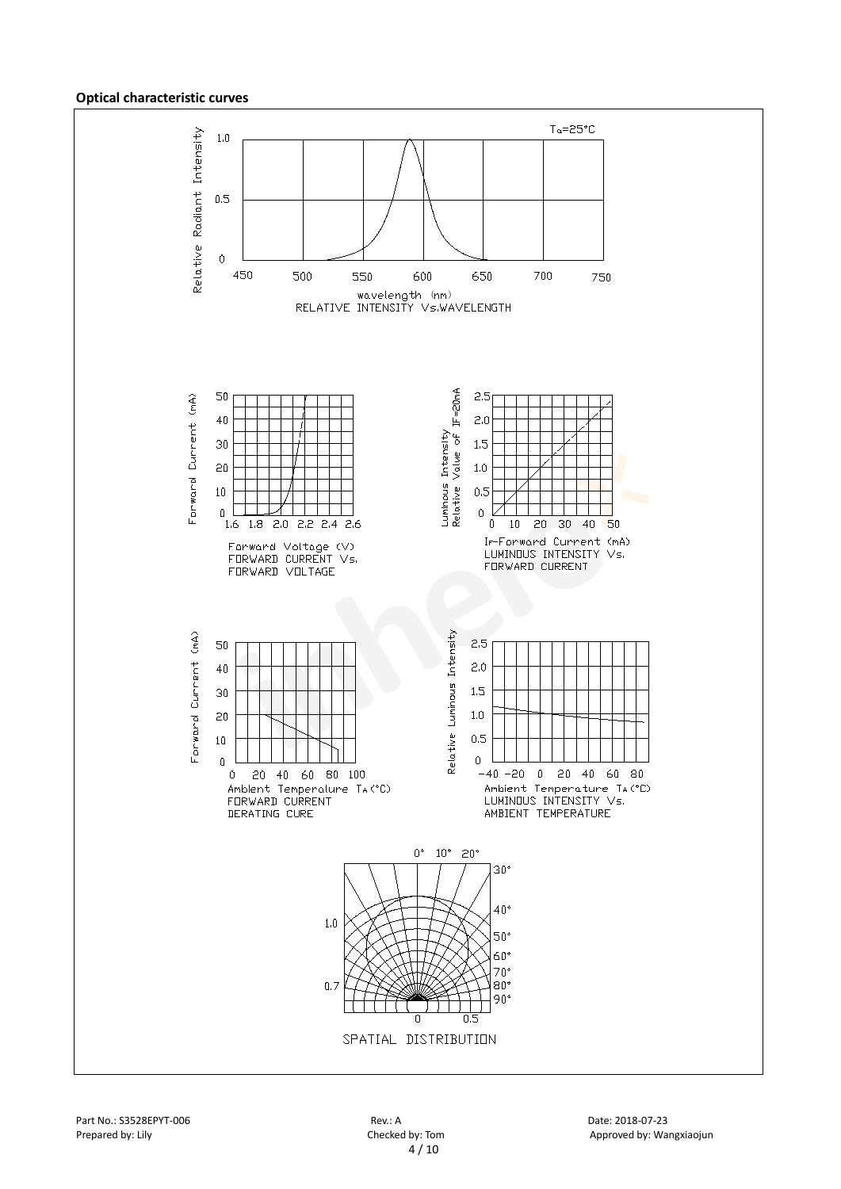**Optical characteristic curves**

$T_a$=25°C

Relative Radiant Intensity

wavelength (nm)
RELATIVE INTENSITY Vs.WAVELENGTH

Forward Current (mA)

Forward Voltage (V)
FORWARD CURRENT Vs.
FORWARD VOLTAGE

Luminous Intensity
Relative Value of IF=20mA

IF-Forward Current (mA)
LUMINOUS INTENSITY Vs.
FORWARD CURRENT

Forward Current (mA)

Ambient Temperature TA(°C)
FORWARD CURRENT
DERATING CURE

Relative Luminous Intensity

Ambient Temperature TA(°C)
LUMINOUS INTENSITY Vs.
AMBIENT TEMPERATURE

SPATIAL DISTRIBUTION

Part No.: S3528EPYT-006 Rev.: A Date: 2018-07-23
Prepared by: Lily Checked by: Tom Approved by: Wangxiaojun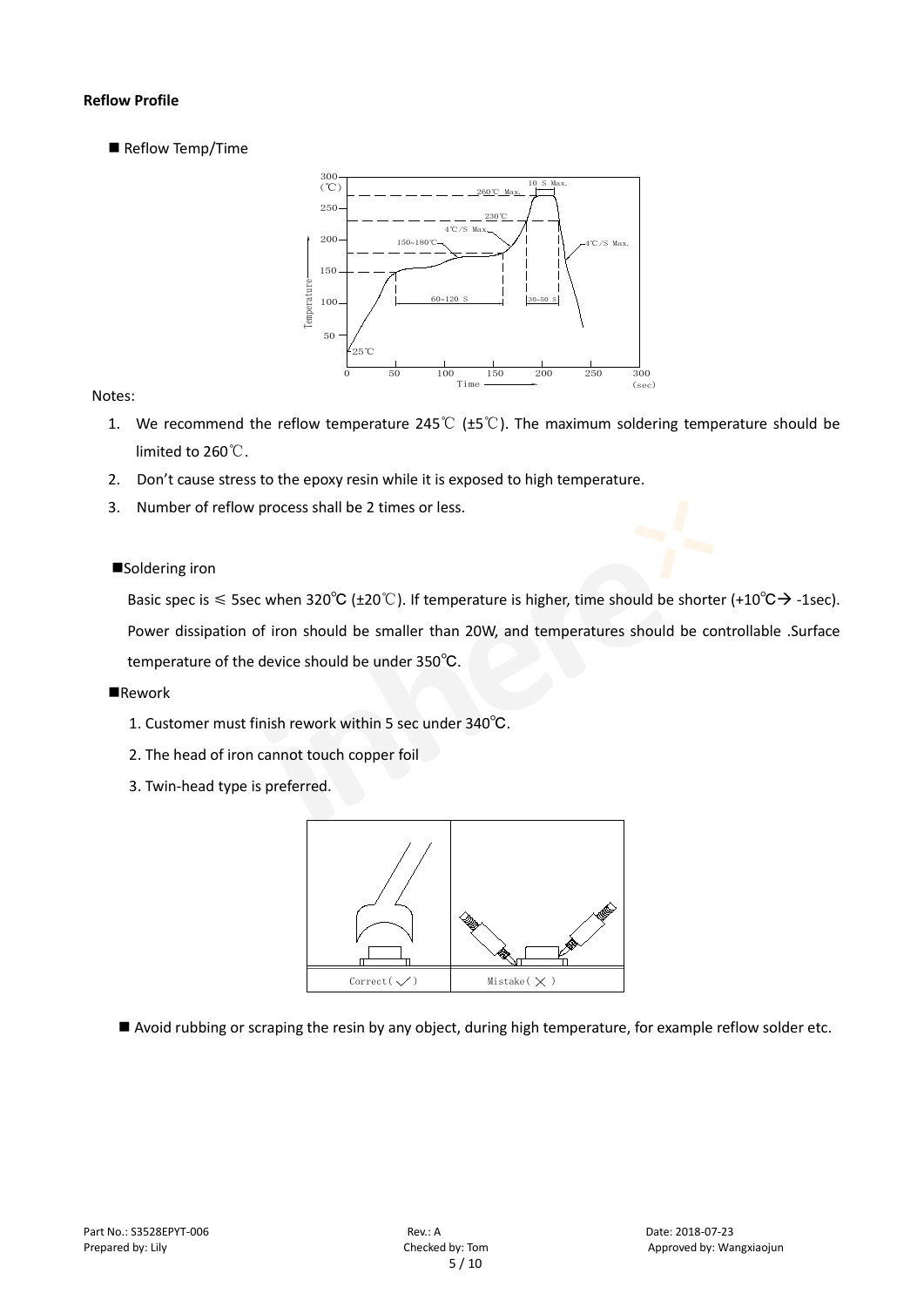**Reflow Profile**

■ Reflow Temp/Time

Notes:

1. We recommend the reflow temperature 245℃ (±5℃). The maximum soldering temperature should be limited to 260℃.
2. Don't cause stress to the epoxy resin while it is exposed to high temperature.
3. Number of reflow process shall be 2 times or less.

■Soldering iron

Basic spec is ≤ 5sec when 320℃ (±20℃). If temperature is higher, time should be shorter (+10℃→ -1sec). Power dissipation of iron should be smaller than 20W, and temperatures should be controllable .Surface temperature of the device should be under 350℃.

■Rework

1. Customer must finish rework within 5 sec under 340℃.
2. The head of iron cannot touch copper foil
3. Twin-head type is preferred.

| Correct( ✓ ) | Mistake( ✕ ) |
| --- | --- |

■ Avoid rubbing or scraping the resin by any object, during high temperature, for example reflow solder etc.

Part No.: S3528EPYT-006 Rev.: A Date: 2018-07-23
Prepared by: Lily Checked by: Tom Approved by: Wangxiaojun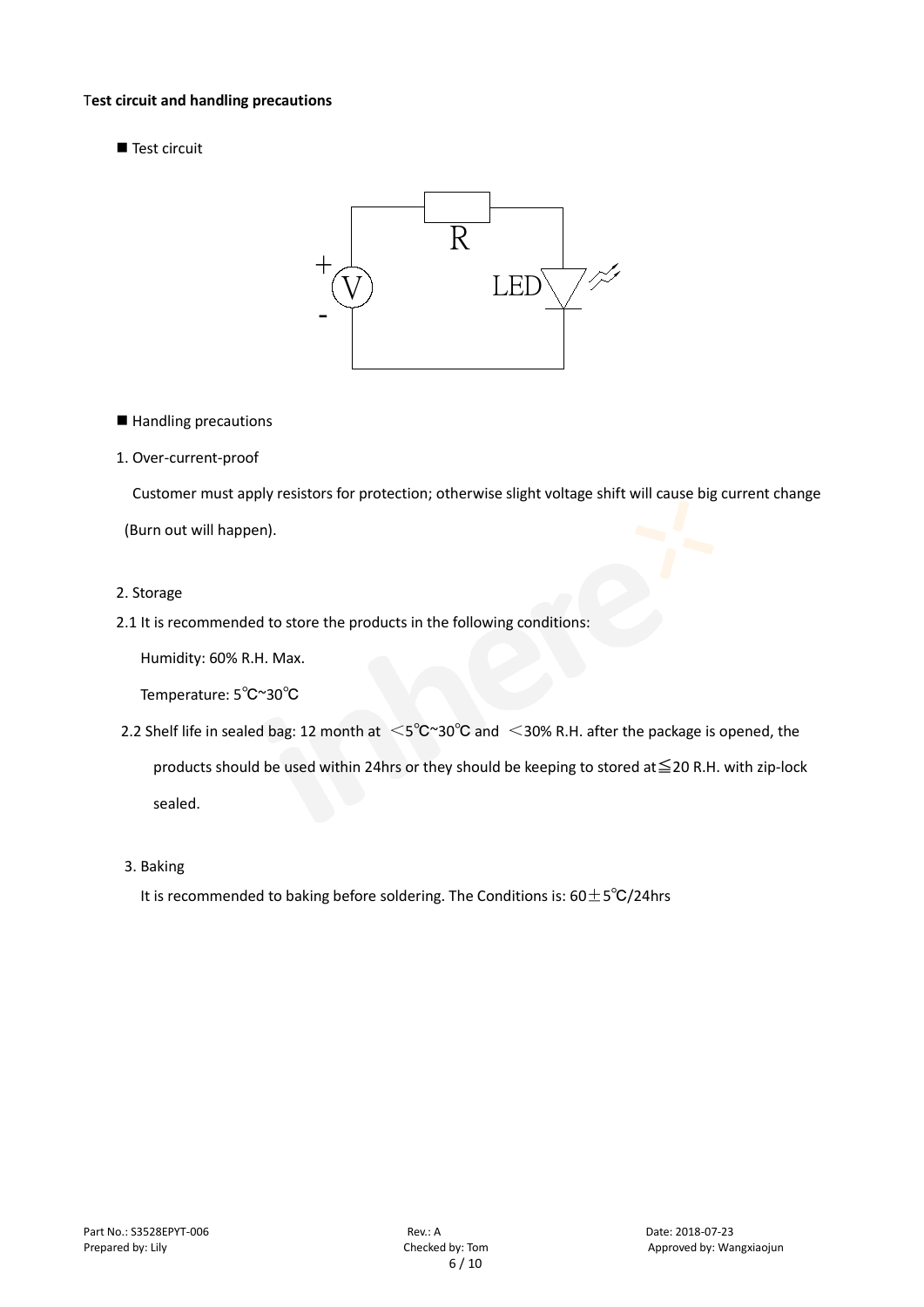**Test circuit and handling precautions**

■ Test circuit

■ Handling precautions

1. Over-current-proof

Customer must apply resistors for protection; otherwise slight voltage shift will cause big current change (Burn out will happen).

2. Storage

2.1 It is recommended to store the products in the following conditions:

Humidity: 60% R.H. Max.

Temperature: 5℃~30℃

2.2 Shelf life in sealed bag: 12 month at ＜5℃~30℃ and ＜30% R.H. after the package is opened, the products should be used within 24hrs or they should be keeping to stored at≦20 R.H. with zip-lock sealed.

3. Baking

It is recommended to baking before soldering. The Conditions is: 60±5℃/24hrs

Part No.: S3528EPYT-006 Rev.: A Date: 2018-07-23
Prepared by: Lily Checked by: Tom Approved by: Wangxiaojun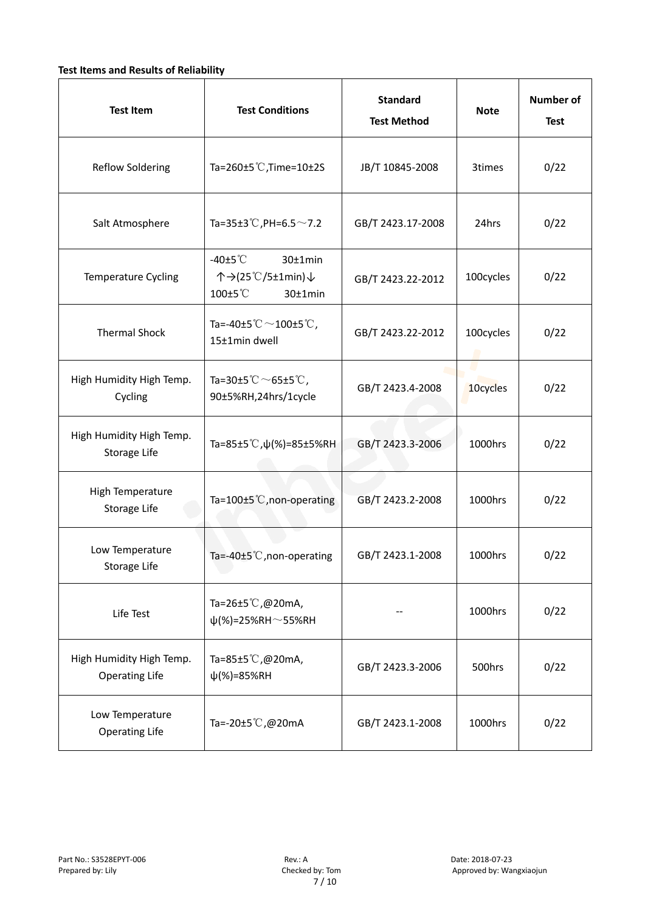**Test Items and Results of Reliability**

| Test Item | Test Conditions | Standard Test Method | Note | Number of Test |
|---|---|---|---|---|
| Reflow Soldering | Ta=260±5℃,Time=10±2S | JB/T 10845-2008 | 3times | 0/22 |
| Salt Atmosphere | Ta=35±3℃,PH=6.5～7.2 | GB/T 2423.17-2008 | 24hrs | 0/22 |
| Temperature Cycling | -40±5℃ 30±1min ↑→(25℃/5±1min)↓ 100±5℃ 30±1min | GB/T 2423.22-2012 | 100cycles | 0/22 |
| Thermal Shock | Ta=-40±5℃～100±5℃, 15±1min dwell | GB/T 2423.22-2012 | 100cycles | 0/22 |
| High Humidity High Temp. Cycling | Ta=30±5℃～65±5℃, 90±5%RH,24hrs/1cycle | GB/T 2423.4-2008 | 10cycles | 0/22 |
| High Humidity High Temp. Storage Life | Ta=85±5℃,ψ(%)=85±5%RH | GB/T 2423.3-2006 | 1000hrs | 0/22 |
| High Temperature Storage Life | Ta=100±5℃,non-operating | GB/T 2423.2-2008 | 1000hrs | 0/22 |
| Low Temperature Storage Life | Ta=-40±5℃,non-operating | GB/T 2423.1-2008 | 1000hrs | 0/22 |
| Life Test | Ta=26±5℃,@20mA, ψ(%)=25%RH～55%RH | -- | 1000hrs | 0/22 |
| High Humidity High Temp. Operating Life | Ta=85±5℃,@20mA, ψ(%)=85%RH | GB/T 2423.3-2006 | 500hrs | 0/22 |
| Low Temperature Operating Life | Ta=-20±5℃,@20mA | GB/T 2423.1-2008 | 1000hrs | 0/22 |

Part No.: S3528EPYT-006 Rev.: A Date: 2018-07-23
Prepared by: Lily Checked by: Tom Approved by: Wangxiaojun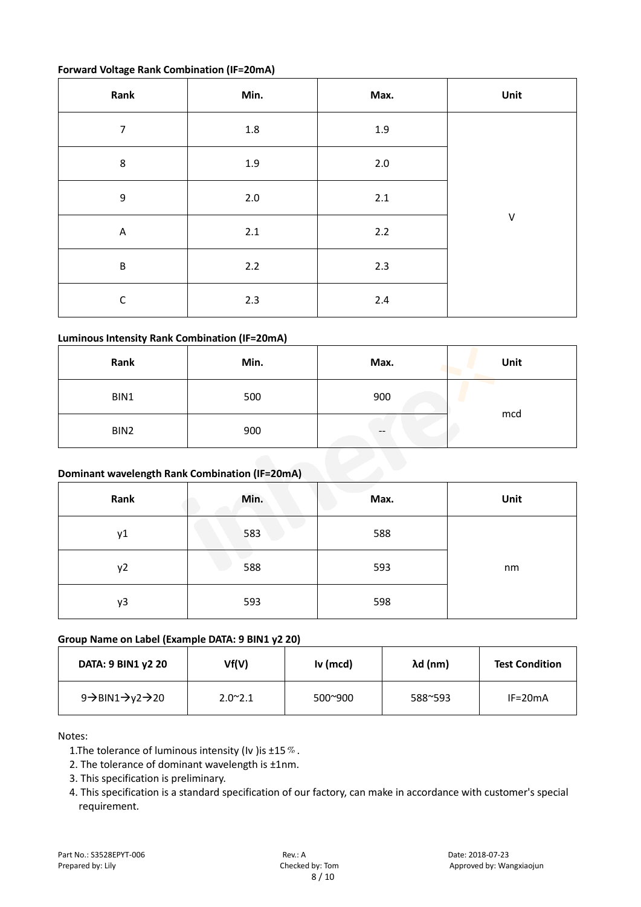**Forward Voltage Rank Combination (IF=20mA)**

| Rank | Min. | Max. | Unit |
|---|---|---|---|
| 7 | 1.8 | 1.9 | V |
| 8 | 1.9 | 2.0 | |
| 9 | 2.0 | 2.1 | |
| A | 2.1 | 2.2 | |
| B | 2.2 | 2.3 | |
| C | 2.3 | 2.4 | |

**Luminous Intensity Rank Combination (IF=20mA)**

| Rank | Min. | Max. | Unit |
|---|---|---|---|
| BIN1 | 500 | 900 | mcd |
| BIN2 | 900 | -- | |

**Dominant wavelength Rank Combination (IF=20mA)**

| Rank | Min. | Max. | Unit |
|---|---|---|---|
| y1 | 583 | 588 | nm |
| y2 | 588 | 593 | |
| y3 | 593 | 598 | |

**Group Name on Label (Example DATA: 9 BIN1 y2 20)**

| DATA: 9 BIN1 y2 20 | Vf(V) | Iv (mcd) | λd (nm) | Test Condition |
|---|---|---|---|---|
| 9→BIN1→y2→20 | 2.0~2.1 | 500~900 | 588~593 | IF=20mA |

Notes:

1. The tolerance of luminous intensity (Iv )is ±15％.
2. The tolerance of dominant wavelength is ±1nm.
3. This specification is preliminary.
4. This specification is a standard specification of our factory, can make in accordance with customer's special requirement.

Part No.: S3528EPYT-006 Rev.: A Date: 2018-07-23
Prepared by: Lily Checked by: Tom Approved by: Wangxiaojun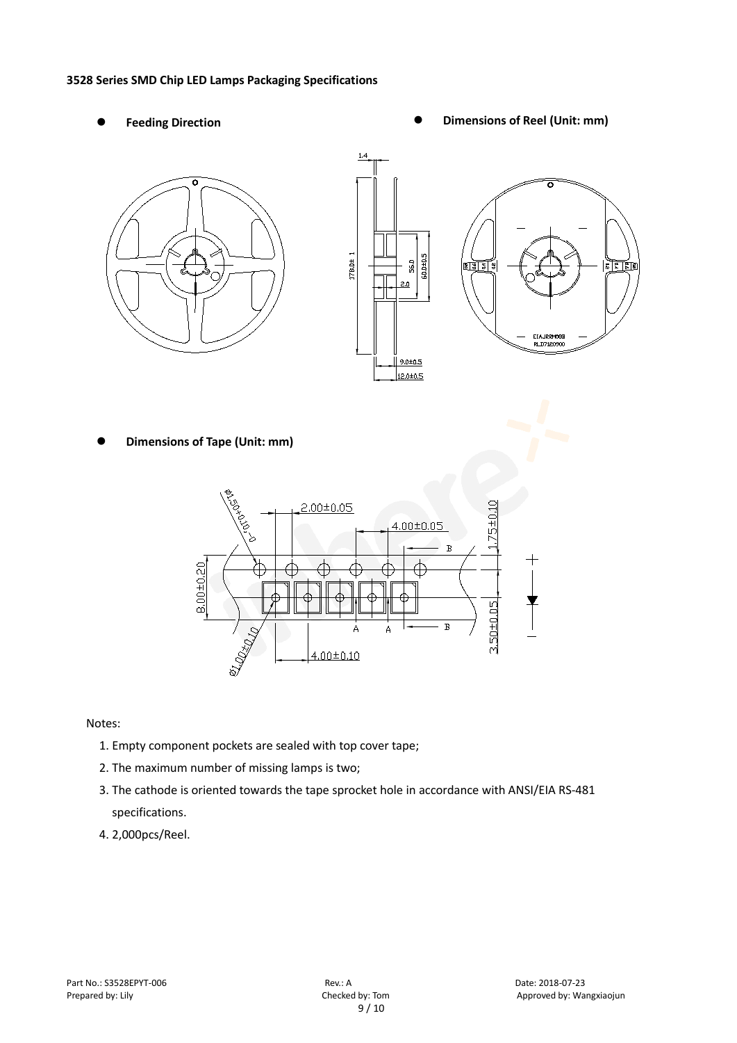**3528 Series SMD Chip LED Lamps Packaging Specifications**

- **Feeding Direction**
- **Dimensions of Reel (Unit: mm)**

- **Dimensions of Tape (Unit: mm)**

Notes:

1. Empty component pockets are sealed with top cover tape;
2. The maximum number of missing lamps is two;
3. The cathode is oriented towards the tape sprocket hole in accordance with ANSI/EIA RS-481 specifications.
4. 2,000pcs/Reel.

Part No.: S3528EPYT-006 | Rev.: A | Date: 2018-07-23
Prepared by: Lily | Checked by: Tom | Approved by: Wangxiaojun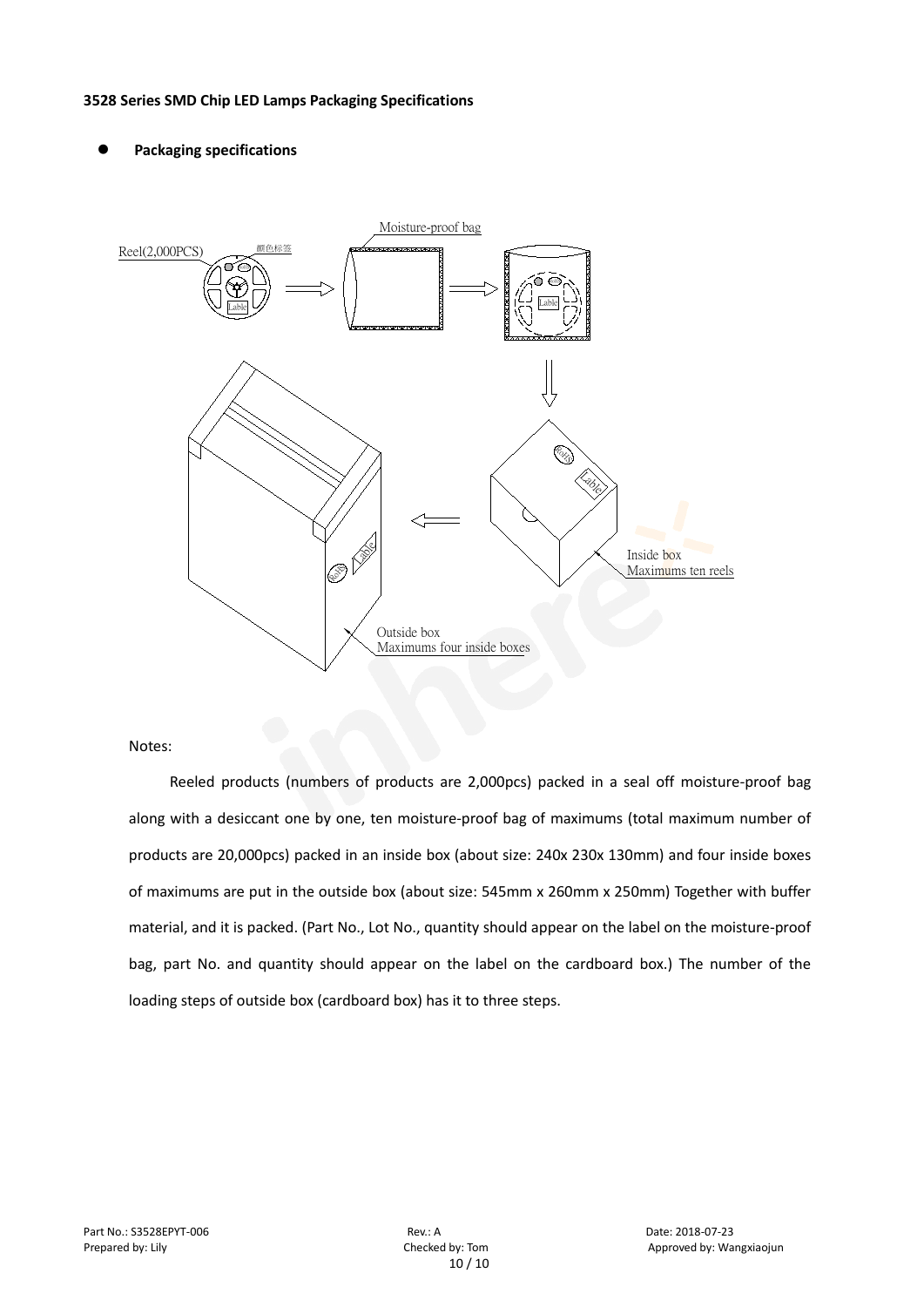**3528 Series SMD Chip LED Lamps Packaging Specifications**

- **Packaging specifications**

Reel(2,000PCS)

顏色标簽

Lable

Moisture-proof bag

Lable

RoHS

Lable

Inside box
Maximums ten reels

RoHS

Lable

Outside box
Maximums four inside boxes

Notes:

Reeled products (numbers of products are 2,000pcs) packed in a seal off moisture-proof bag along with a desiccant one by one, ten moisture-proof bag of maximums (total maximum number of products are 20,000pcs) packed in an inside box (about size: 240x 230x 130mm) and four inside boxes of maximums are put in the outside box (about size: 545mm x 260mm x 250mm) Together with buffer material, and it is packed. (Part No., Lot No., quantity should appear on the label on the moisture-proof bag, part No. and quantity should appear on the label on the cardboard box.) The number of the loading steps of outside box (cardboard box) has it to three steps.

Part No.: S3528EPYT-006　　Rev.: A　　Date: 2018-07-23

Prepared by: Lily　　Checked by: Tom　　Approved by: Wangxiaojun